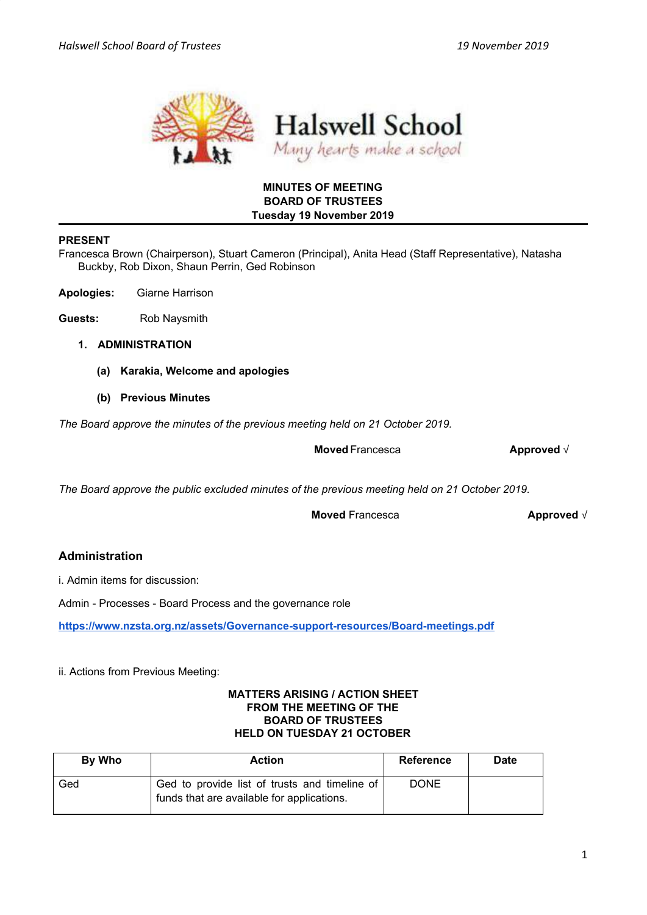Halswell School
*Many hearts make a school*

**MINUTES OF MEETING**
**BOARD OF TRUSTEES**
**Tuesday 19 November 2019**

---

**PRESENT**

Francesca Brown (Chairperson), Stuart Cameron (Principal), Anita Head (Staff Representative), Natasha Buckby, Rob Dixon, Shaun Perrin, Ged Robinson

**Apologies:** Giarne Harrison

**Guests:** Rob Naysmith

1. **ADMINISTRATION**

   **(a) Karakia, Welcome and apologies**

   **(b) Previous Minutes**

*The Board approve the minutes of the previous meeting held on 21 October 2019.*

**Moved** Francesca **Approved** √

*The Board approve the public excluded minutes of the previous meeting held on 21 October 2019.*

**Moved** Francesca **Approved** √

### Administration

i. Admin items for discussion:

Admin - Processes - Board Process and the governance role

**https://www.nzsta.org.nz/assets/Governance-support-resources/Board-meetings.pdf**

ii. Actions from Previous Meeting:

**MATTERS ARISING / ACTION SHEET**
**FROM THE MEETING OF THE**
**BOARD OF TRUSTEES**
**HELD ON TUESDAY 21 OCTOBER**

| By Who | Action | Reference | Date |
|---|---|---|---|
| Ged | Ged to provide list of trusts and timeline of funds that are available for applications. | DONE | |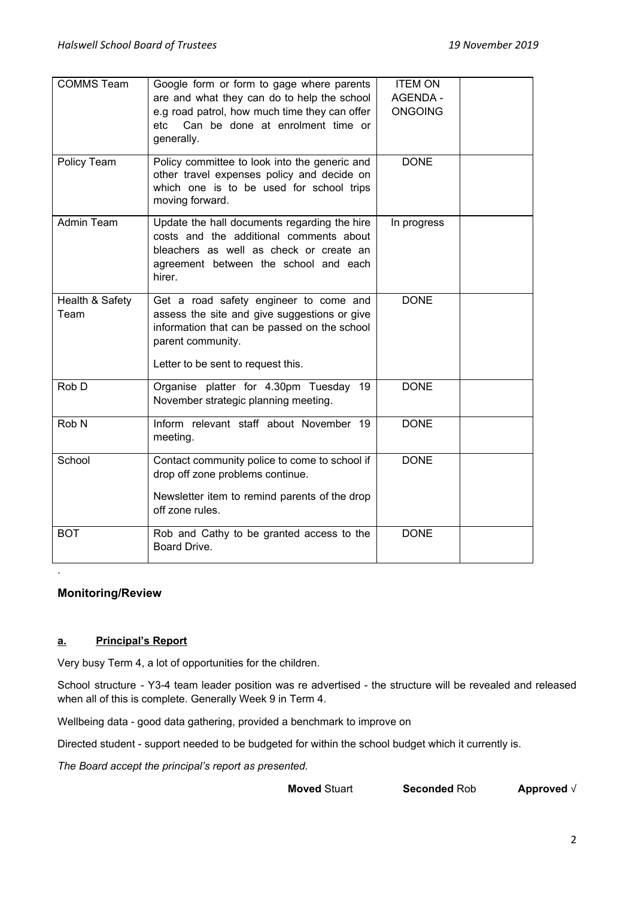| COMMS Team | Google form or form to gage where parents are and what they can do to help the school e.g road patrol, how much time they can offer etc Can be done at enrolment time or generally. | ITEM ON AGENDA - ONGOING | |
|---|---|---|---|
| Policy Team | Policy committee to look into the generic and other travel expenses policy and decide on which one is to be used for school trips moving forward. | DONE | |
| Admin Team | Update the hall documents regarding the hire costs and the additional comments about bleachers as well as check or create an agreement between the school and each hirer. | In progress | |
| Health & Safety Team | Get a road safety engineer to come and assess the site and give suggestions or give information that can be passed on the school parent community.<br><br>Letter to be sent to request this. | DONE | |
| Rob D | Organise platter for 4.30pm Tuesday 19 November strategic planning meeting. | DONE | |
| Rob N | Inform relevant staff about November 19 meeting. | DONE | |
| School | Contact community police to come to school if drop off zone problems continue.<br><br>Newsletter item to remind parents of the drop off zone rules. | DONE | |
| BOT | Rob and Cathy to be granted access to the Board Drive. | DONE | |

.

### Monitoring/Review

**a. Principal's Report**

Very busy Term 4, a lot of opportunities for the children.

School structure - Y3-4 team leader position was re advertised - the structure will be revealed and released when all of this is complete. Generally Week 9 in Term 4.

Wellbeing data - good data gathering, provided a benchmark to improve on

Directed student - support needed to be budgeted for within the school budget which it currently is.

*The Board accept the principal's report as presented.*

**Moved** Stuart **Seconded** Rob **Approved** √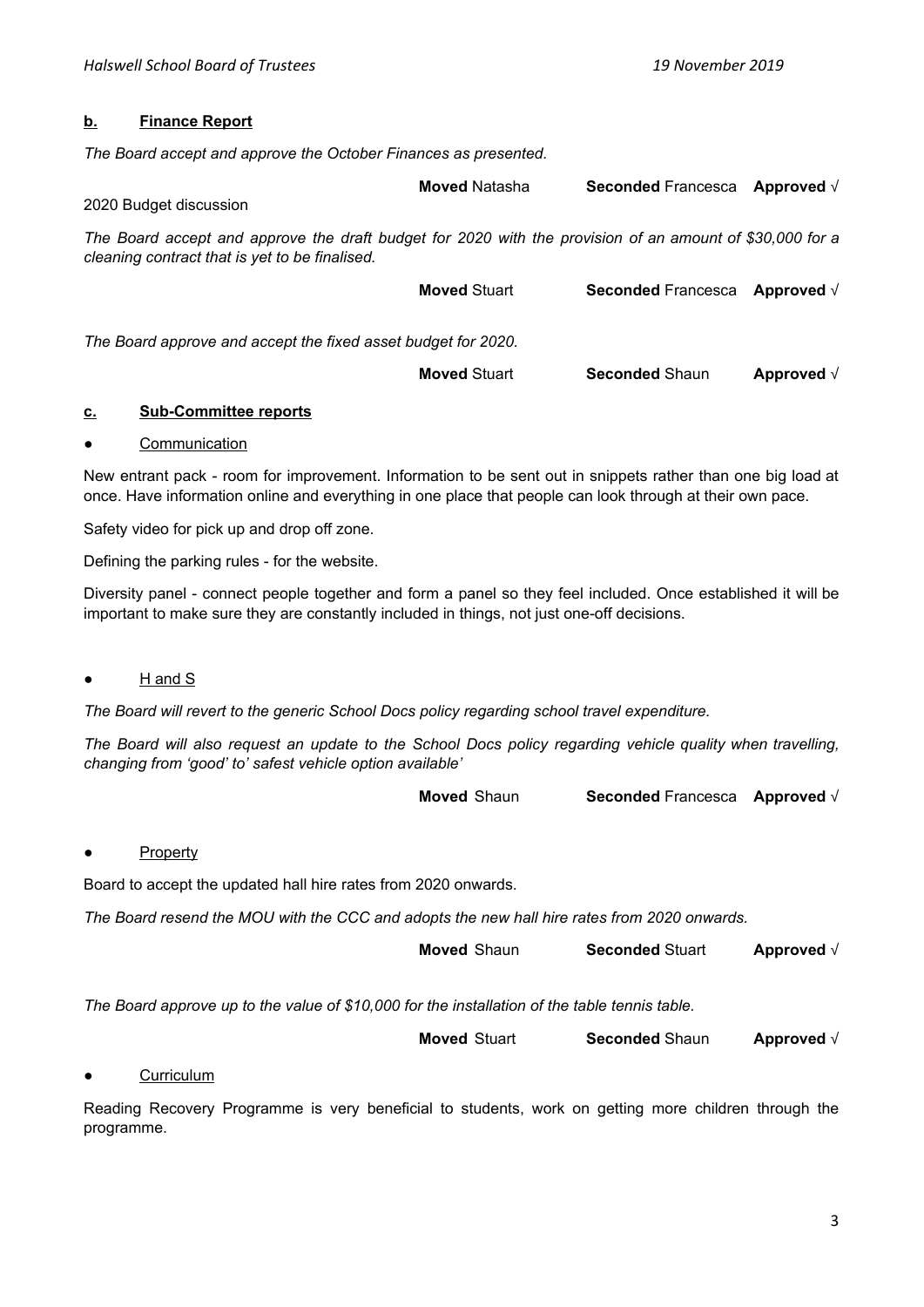**b. Finance Report**

*The Board accept and approve the October Finances as presented.*

**Moved** Natasha **Seconded** Francesca **Approved** √

2020 Budget discussion

*The Board accept and approve the draft budget for 2020 with the provision of an amount of $30,000 for a cleaning contract that is yet to be finalised.*

**Moved** Stuart **Seconded** Francesca **Approved** √

*The Board approve and accept the fixed asset budget for 2020.*

**Moved** Stuart **Seconded** Shaun **Approved** √

**c. Sub-Committee reports**

- Communication

New entrant pack - room for improvement. Information to be sent out in snippets rather than one big load at once. Have information online and everything in one place that people can look through at their own pace.

Safety video for pick up and drop off zone.

Defining the parking rules - for the website.

Diversity panel - connect people together and form a panel so they feel included. Once established it will be important to make sure they are constantly included in things, not just one-off decisions.

- H and S

*The Board will revert to the generic School Docs policy regarding school travel expenditure.*

*The Board will also request an update to the School Docs policy regarding vehicle quality when travelling, changing from 'good' to' safest vehicle option available'*

**Moved** Shaun **Seconded** Francesca **Approved** √

- Property

Board to accept the updated hall hire rates from 2020 onwards.

*The Board resend the MOU with the CCC and adopts the new hall hire rates from 2020 onwards.*

**Moved** Shaun **Seconded** Stuart **Approved** √

*The Board approve up to the value of $10,000 for the installation of the table tennis table.*

**Moved** Stuart **Seconded** Shaun **Approved** √

- Curriculum

Reading Recovery Programme is very beneficial to students, work on getting more children through the programme.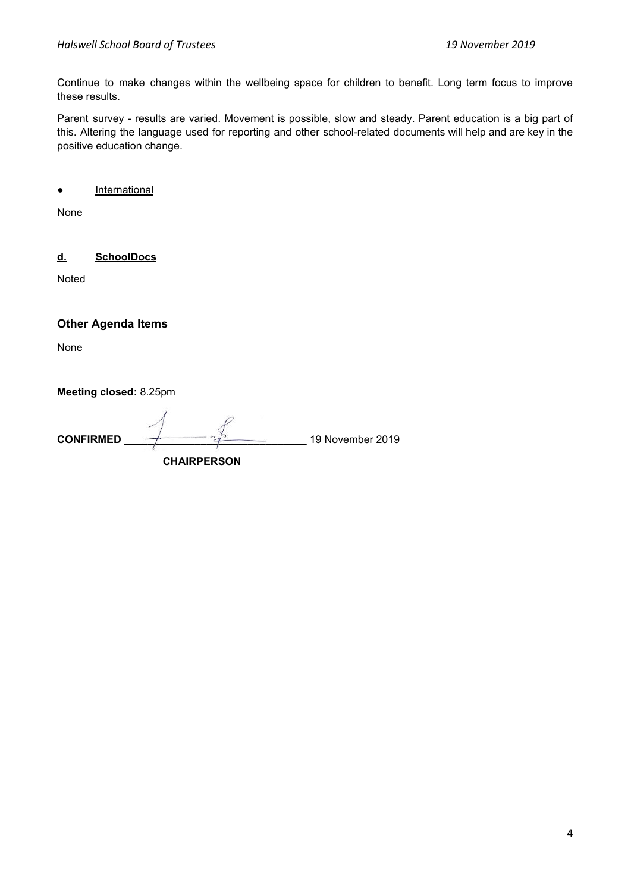Continue to make changes within the wellbeing space for children to benefit. Long term focus to improve these results.

Parent survey - results are varied. Movement is possible, slow and steady. Parent education is a big part of this. Altering the language used for reporting and other school-related documents will help and are key in the positive education change.

- International

None

**d. SchoolDocs**

Noted

### Other Agenda Items

None

**Meeting closed:** 8.25pm

**CONFIRMED** ______________________________ 19 November 2019

**CHAIRPERSON**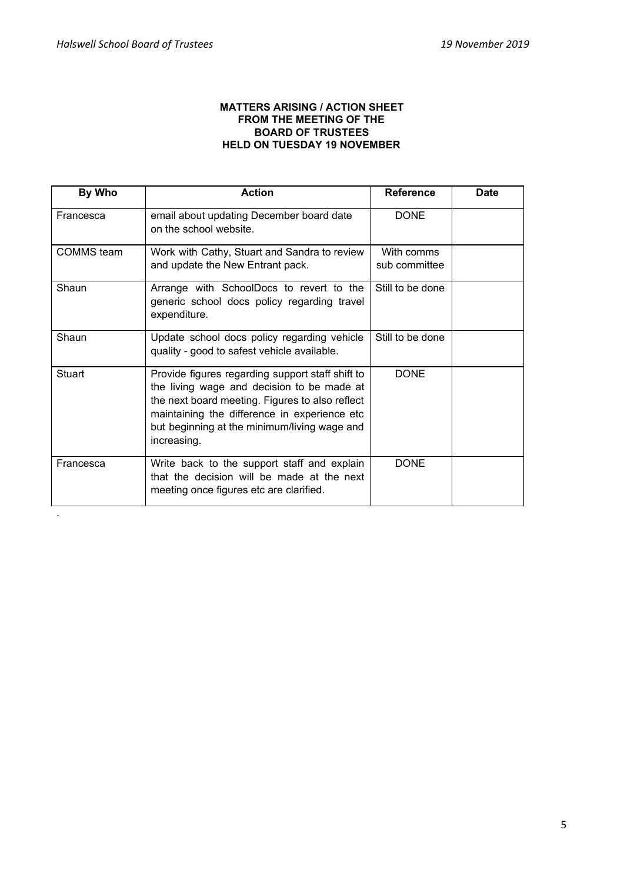**MATTERS ARISING / ACTION SHEET**
**FROM THE MEETING OF THE**
**BOARD OF TRUSTEES**
**HELD ON TUESDAY 19 NOVEMBER**

| By Who | Action | Reference | Date |
|---|---|---|---|
| Francesca | email about updating December board date on the school website. | DONE | |
| COMMS team | Work with Cathy, Stuart and Sandra to review and update the New Entrant pack. | With comms sub committee | |
| Shaun | Arrange with SchoolDocs to revert to the generic school docs policy regarding travel expenditure. | Still to be done | |
| Shaun | Update school docs policy regarding vehicle quality - good to safest vehicle available. | Still to be done | |
| Stuart | Provide figures regarding support staff shift to the living wage and decision to be made at the next board meeting. Figures to also reflect maintaining the difference in experience etc but beginning at the minimum/living wage and increasing. | DONE | |
| Francesca | Write back to the support staff and explain that the decision will be made at the next meeting once figures etc are clarified. | DONE | |

.